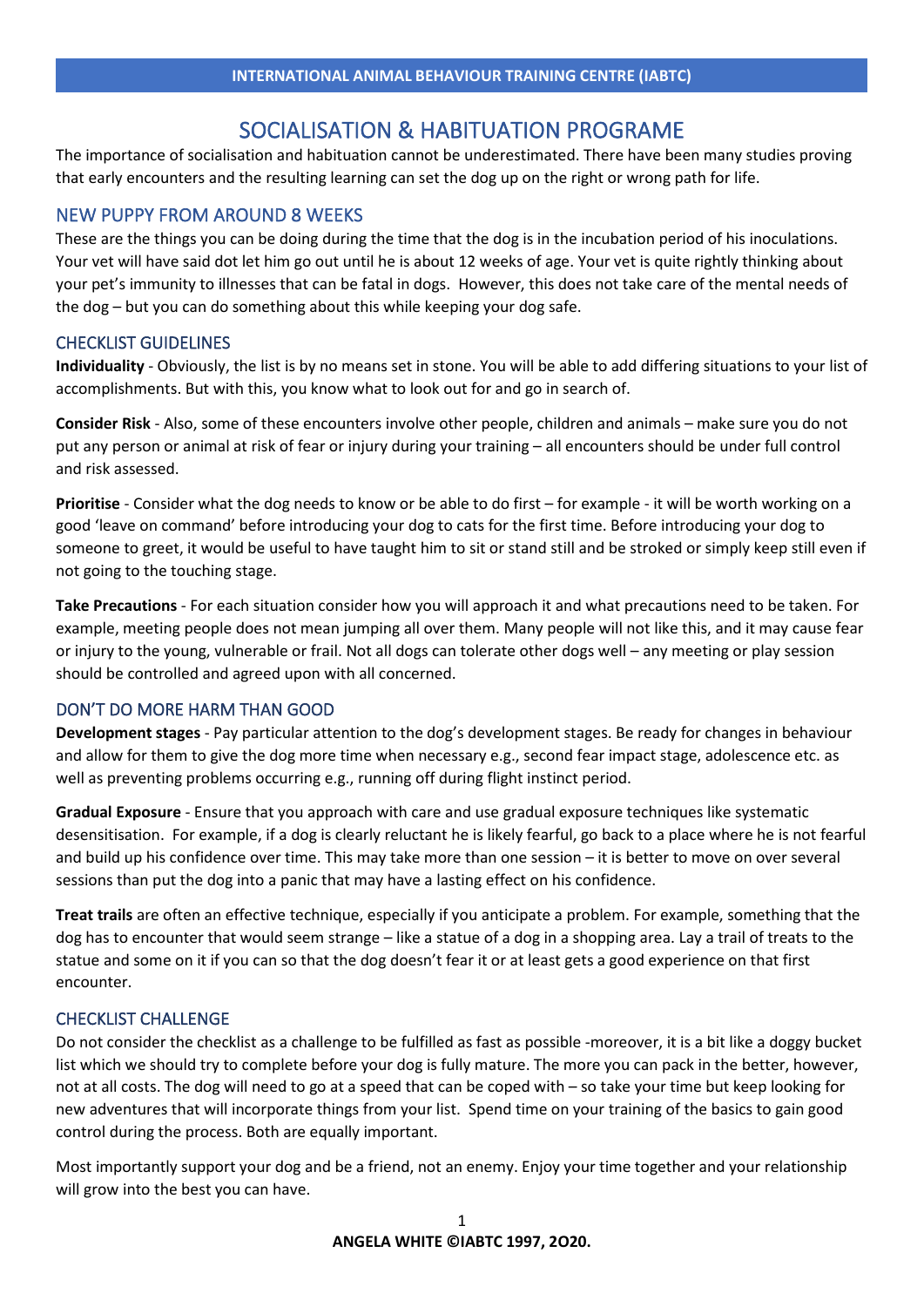# SOCIALISATION & HABITUATION PROGRAME

The importance of socialisation and habituation cannot be underestimated. There have been many studies proving that early encounters and the resulting learning can set the dog up on the right or wrong path for life.

## NEW PUPPY FROM AROUND 8 WEEKS

These are the things you can be doing during the time that the dog is in the incubation period of his inoculations. Your vet will have said dot let him go out until he is about 12 weeks of age. Your vet is quite rightly thinking about your pet's immunity to illnesses that can be fatal in dogs. However, this does not take care of the mental needs of the dog – but you can do something about this while keeping your dog safe.

## CHECKLIST GUIDELINES

**Individuality** - Obviously, the list is by no means set in stone. You will be able to add differing situations to your list of accomplishments. But with this, you know what to look out for and go in search of.

**Consider Risk** - Also, some of these encounters involve other people, children and animals – make sure you do not put any person or animal at risk of fear or injury during your training – all encounters should be under full control and risk assessed.

**Prioritise** - Consider what the dog needs to know or be able to do first – for example - it will be worth working on a good 'leave on command' before introducing your dog to cats for the first time. Before introducing your dog to someone to greet, it would be useful to have taught him to sit or stand still and be stroked or simply keep still even if not going to the touching stage.

**Take Precautions** - For each situation consider how you will approach it and what precautions need to be taken. For example, meeting people does not mean jumping all over them. Many people will not like this, and it may cause fear or injury to the young, vulnerable or frail. Not all dogs can tolerate other dogs well – any meeting or play session should be controlled and agreed upon with all concerned.

## DON'T DO MORE HARM THAN GOOD

**Development stages** - Pay particular attention to the dog's development stages. Be ready for changes in behaviour and allow for them to give the dog more time when necessary e.g., second fear impact stage, adolescence etc. as well as preventing problems occurring e.g., running off during flight instinct period.

**Gradual Exposure** - Ensure that you approach with care and use gradual exposure techniques like systematic desensitisation. For example, if a dog is clearly reluctant he is likely fearful, go back to a place where he is not fearful and build up his confidence over time. This may take more than one session – it is better to move on over several sessions than put the dog into a panic that may have a lasting effect on his confidence.

**Treat trails** are often an effective technique, especially if you anticipate a problem. For example, something that the dog has to encounter that would seem strange – like a statue of a dog in a shopping area. Lay a trail of treats to the statue and some on it if you can so that the dog doesn't fear it or at least gets a good experience on that first encounter.

## CHECKLIST CHALLENGE

Do not consider the checklist as a challenge to be fulfilled as fast as possible -moreover, it is a bit like a doggy bucket list which we should try to complete before your dog is fully mature. The more you can pack in the better, however, not at all costs. The dog will need to go at a speed that can be coped with – so take your time but keep looking for new adventures that will incorporate things from your list. Spend time on your training of the basics to gain good control during the process. Both are equally important.

Most importantly support your dog and be a friend, not an enemy. Enjoy your time together and your relationship will grow into the best you can have.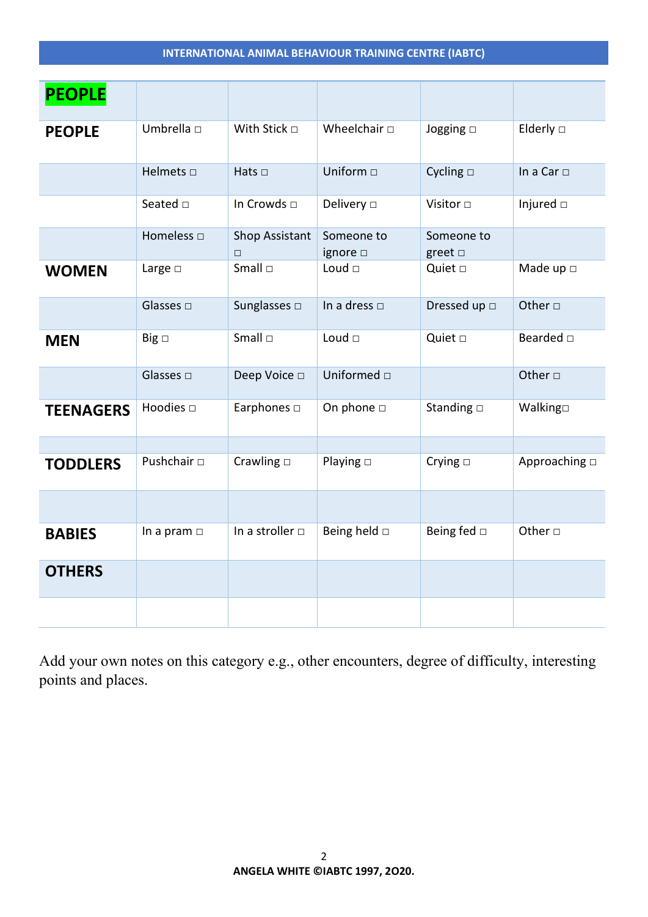| PEOPLE | | | | | |
|---|---|---|---|---|---|
| **PEOPLE** | Umbrella □ | With Stick □ | Wheelchair □ | Jogging □ | Elderly □ |
| | Helmets □ | Hats □ | Uniform □ | Cycling □ | In a Car □ |
| | Seated □ | In Crowds □ | Delivery □ | Visitor □ | Injured □ |
| | Homeless □ | Shop Assistant □ | Someone to ignore □ | Someone to greet □ | |
| **WOMEN** | Large □ | Small □ | Loud □ | Quiet □ | Made up □ |
| | Glasses □ | Sunglasses □ | In a dress □ | Dressed up □ | Other □ |
| **MEN** | Big □ | Small □ | Loud □ | Quiet □ | Bearded □ |
| | Glasses □ | Deep Voice □ | Uniformed □ | | Other □ |
| **TEENAGERS** | Hoodies □ | Earphones □ | On phone □ | Standing □ | Walking□ |
| | | | | | |
| **TODDLERS** | Pushchair □ | Crawling □ | Playing □ | Crying □ | Approaching □ |
| | | | | | |
| **BABIES** | In a pram □ | In a stroller □ | Being held □ | Being fed □ | Other □ |
| **OTHERS** | | | | | |
| | | | | | |

Add your own notes on this category e.g., other encounters, degree of difficulty, interesting points and places.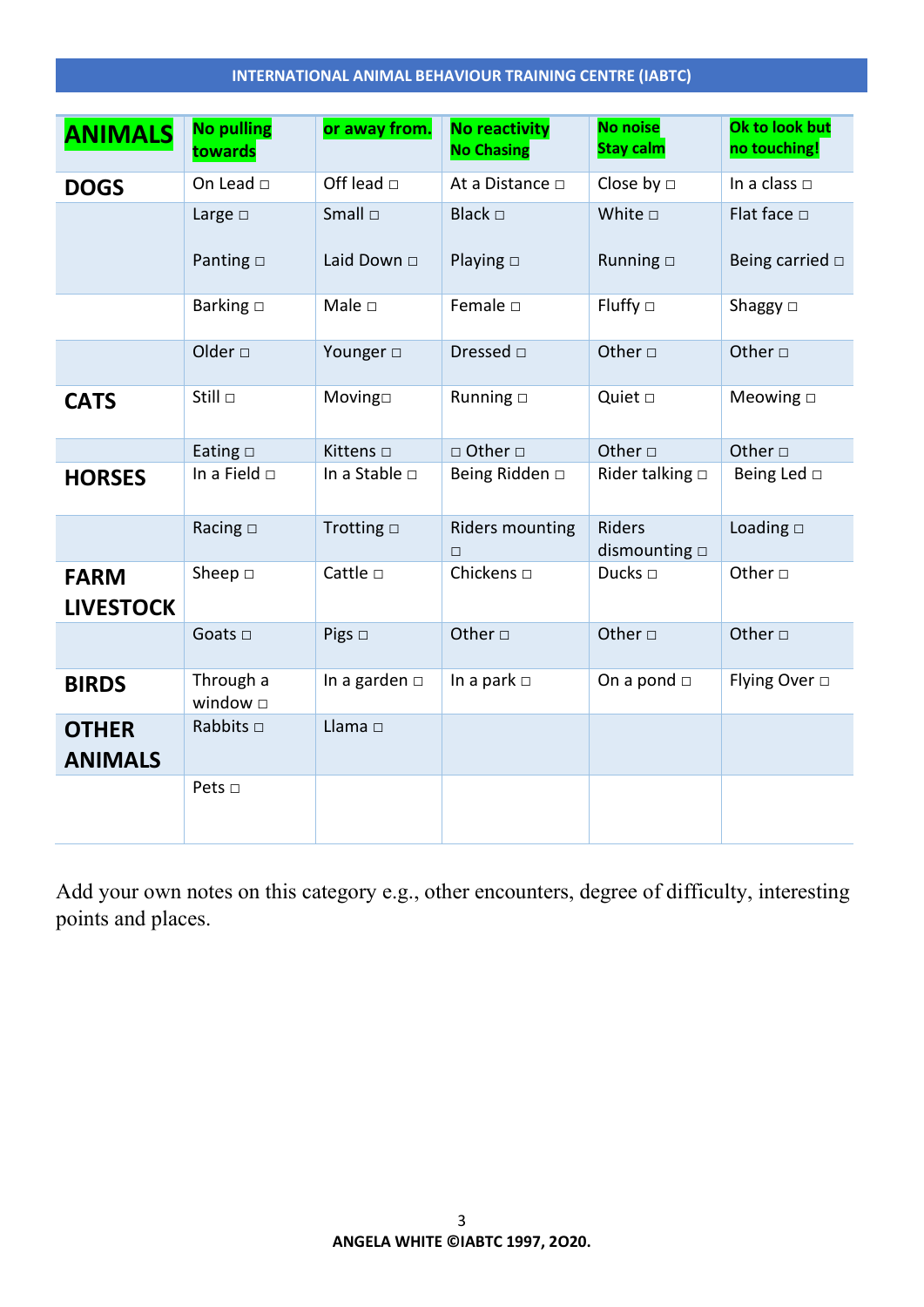| ANIMALS | No pulling towards | or away from. | No reactivity No Chasing | No noise Stay calm | Ok to look but no touching! |
|---|---|---|---|---|---|
| DOGS | On Lead □ | Off lead □ | At a Distance □ | Close by □ | In a class □ |
| | Large □ Panting □ | Small □ Laid Down □ | Black □ Playing □ | White □ Running □ | Flat face □ Being carried □ |
| | Barking □ | Male □ | Female □ | Fluffy □ | Shaggy □ |
| | Older □ | Younger □ | Dressed □ | Other □ | Other □ |
| CATS | Still □ | Moving□ | Running □ | Quiet □ | Meowing □ |
| | Eating □ | Kittens □ | □ Other □ | Other □ | Other □ |
| HORSES | In a Field □ | In a Stable □ | Being Ridden □ | Rider talking □ | Being Led □ |
| | Racing □ | Trotting □ | Riders mounting □ | Riders dismounting □ | Loading □ |
| FARM LIVESTOCK | Sheep □ | Cattle □ | Chickens □ | Ducks □ | Other □ |
| | Goats □ | Pigs □ | Other □ | Other □ | Other □ |
| BIRDS | Through a window □ | In a garden □ | In a park □ | On a pond □ | Flying Over □ |
| OTHER ANIMALS | Rabbits □ | Llama □ | | | |
| | Pets □ | | | | |

Add your own notes on this category e.g., other encounters, degree of difficulty, interesting points and places.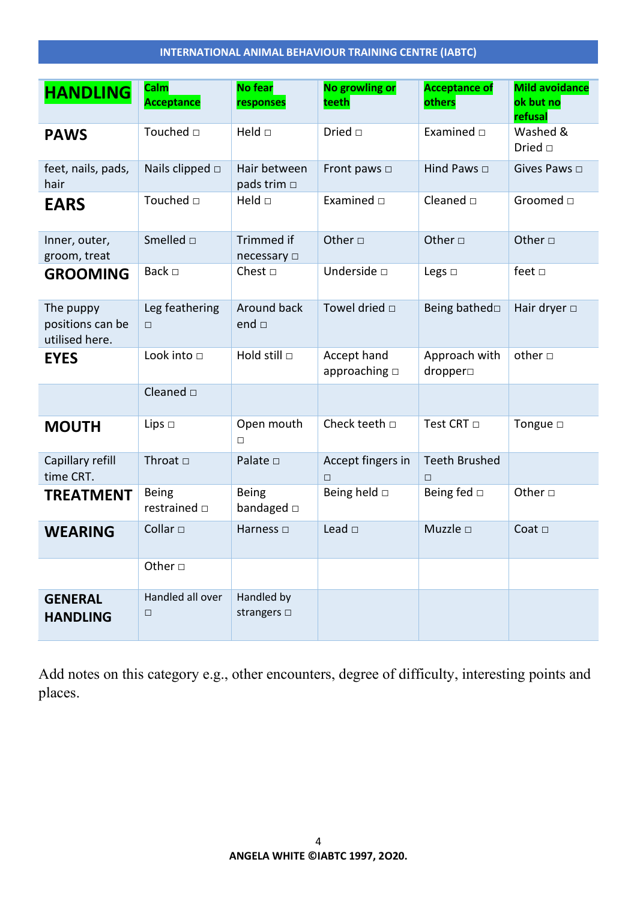| **HANDLING** | **Calm Acceptance** | **No fear responses** | **No growling or teeth** | **Acceptance of others** | **Mild avoidance ok but no refusal** |
|---|---|---|---|---|---|
| **PAWS** | Touched □ | Held □ | Dried □ | Examined □ | Washed & Dried □ |
| feet, nails, pads, hair | Nails clipped □ | Hair between pads trim □ | Front paws □ | Hind Paws □ | Gives Paws □ |
| **EARS** | Touched □ | Held □ | Examined □ | Cleaned □ | Groomed □ |
| Inner, outer, groom, treat | Smelled □ | Trimmed if necessary □ | Other □ | Other □ | Other □ |
| **GROOMING** | Back □ | Chest □ | Underside □ | Legs □ | feet □ |
| The puppy positions can be utilised here. | Leg feathering □ | Around back end □ | Towel dried □ | Being bathed□ | Hair dryer □ |
| **EYES** | Look into □ | Hold still □ | Accept hand approaching □ | Approach with dropper□ | other □ |
| | Cleaned □ | | | | |
| **MOUTH** | Lips □ | Open mouth □ | Check teeth □ | Test CRT □ | Tongue □ |
| Capillary refill time CRT. | Throat □ | Palate □ | Accept fingers in □ | Teeth Brushed □ | |
| **TREATMENT** | Being restrained □ | Being bandaged □ | Being held □ | Being fed □ | Other □ |
| **WEARING** | Collar □ | Harness □ | Lead □ | Muzzle □ | Coat □ |
| | Other □ | | | | |
| **GENERAL HANDLING** | Handled all over □ | Handled by strangers □ | | | |

Add notes on this category e.g., other encounters, degree of difficulty, interesting points and places.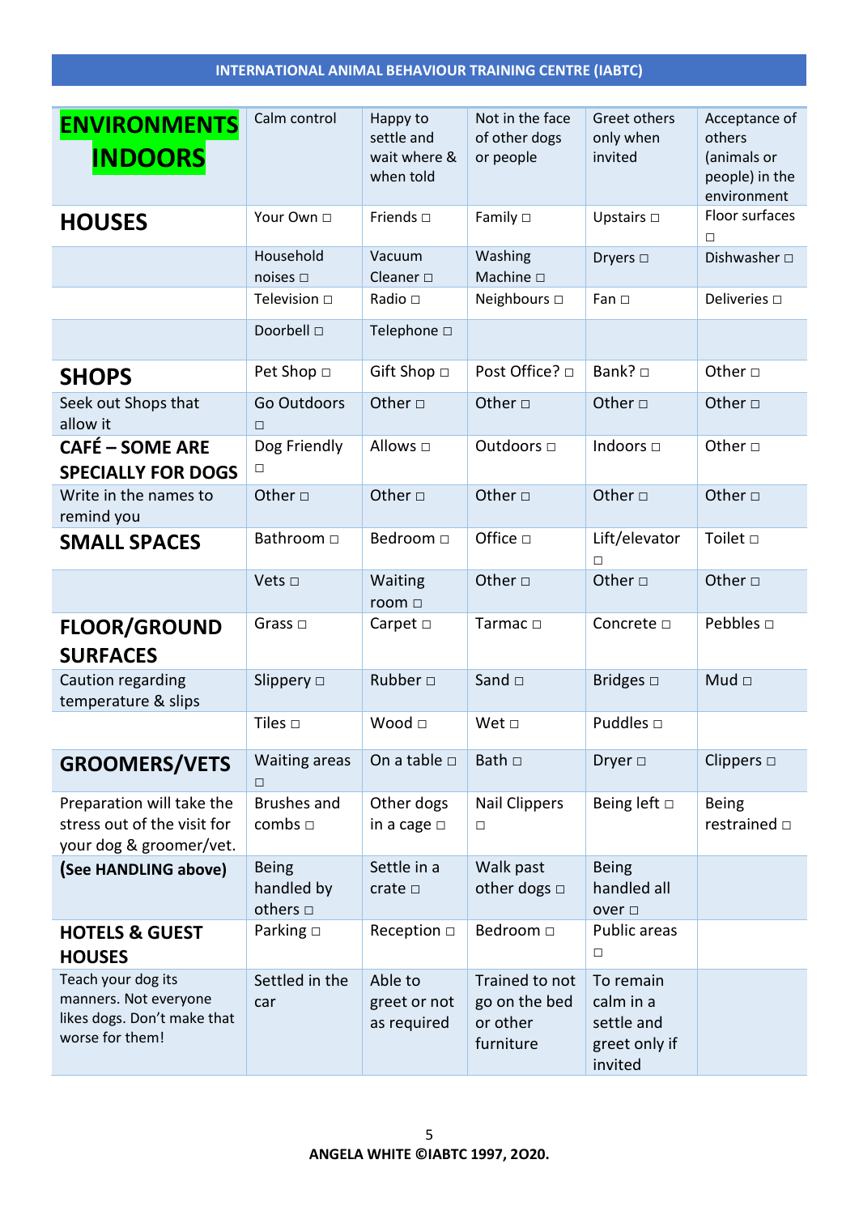| ENVIRONMENTS INDOORS | Calm control | Happy to settle and wait where & when told | Not in the face of other dogs or people | Greet others only when invited | Acceptance of others (animals or people) in the environment |
|---|---|---|---|---|---|
| **HOUSES** | Your Own □ | Friends □ | Family □ | Upstairs □ | Floor surfaces □ |
| | Household noises □ | Vacuum Cleaner □ | Washing Machine □ | Dryers □ | Dishwasher □ |
| | Television □ | Radio □ | Neighbours □ | Fan □ | Deliveries □ |
| | Doorbell □ | Telephone □ | | | |
| **SHOPS** | Pet Shop □ | Gift Shop □ | Post Office? □ | Bank? □ | Other □ |
| Seek out Shops that allow it | Go Outdoors □ | Other □ | Other □ | Other □ | Other □ |
| **CAFÉ – SOME ARE SPECIALLY FOR DOGS** | Dog Friendly □ | Allows □ | Outdoors □ | Indoors □ | Other □ |
| Write in the names to remind you | Other □ | Other □ | Other □ | Other □ | Other □ |
| **SMALL SPACES** | Bathroom □ | Bedroom □ | Office □ | Lift/elevator □ | Toilet □ |
| | Vets □ | Waiting room □ | Other □ | Other □ | Other □ |
| **FLOOR/GROUND SURFACES** | Grass □ | Carpet □ | Tarmac □ | Concrete □ | Pebbles □ |
| Caution regarding temperature & slips | Slippery □ | Rubber □ | Sand □ | Bridges □ | Mud □ |
| | Tiles □ | Wood □ | Wet □ | Puddles □ | |
| **GROOMERS/VETS** | Waiting areas □ | On a table □ | Bath □ | Dryer □ | Clippers □ |
| Preparation will take the stress out of the visit for your dog & groomer/vet. | Brushes and combs □ | Other dogs in a cage □ | Nail Clippers □ | Being left □ | Being restrained □ |
| **(See HANDLING above)** | Being handled by others □ | Settle in a crate □ | Walk past other dogs □ | Being handled all over □ | |
| **HOTELS & GUEST HOUSES** | Parking □ | Reception □ | Bedroom □ | Public areas □ | |
| Teach your dog its manners. Not everyone likes dogs. Don't make that worse for them! | Settled in the car | Able to greet or not as required | Trained to not go on the bed or other furniture | To remain calm in a settle and greet only if invited | |

**ANGELA WHITE ©IABTC 1997, 2O20.**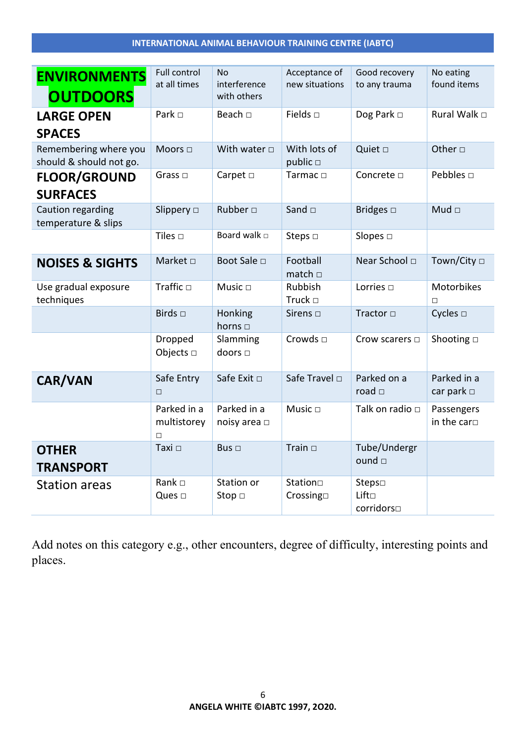| **ENVIRONMENTS OUTDOORS** | Full control at all times | No interference with others | Acceptance of new situations | Good recovery to any trauma | No eating found items |
|---|---|---|---|---|---|
| **LARGE OPEN SPACES** | Park □ | Beach □ | Fields □ | Dog Park □ | Rural Walk □ |
| Remembering where you should & should not go. | Moors □ | With water □ | With lots of public □ | Quiet □ | Other □ |
| **FLOOR/GROUND SURFACES** | Grass □ | Carpet □ | Tarmac □ | Concrete □ | Pebbles □ |
| Caution regarding temperature & slips | Slippery □ | Rubber □ | Sand □ | Bridges □ | Mud □ |
| | Tiles □ | Board walk □ | Steps □ | Slopes □ | |
| **NOISES & SIGHTS** | Market □ | Boot Sale □ | Football match □ | Near School □ | Town/City □ |
| Use gradual exposure techniques | Traffic □ | Music □ | Rubbish Truck □ | Lorries □ | Motorbikes □ |
| | Birds □ | Honking horns □ | Sirens □ | Tractor □ | Cycles □ |
| | Dropped Objects □ | Slamming doors □ | Crowds □ | Crow scarers □ | Shooting □ |
| **CAR/VAN** | Safe Entry □ | Safe Exit □ | Safe Travel □ | Parked on a road □ | Parked in a car park □ |
| | Parked in a multistorey □ | Parked in a noisy area □ | Music □ | Talk on radio □ | Passengers in the car□ |
| **OTHER TRANSPORT** | Taxi □ | Bus □ | Train □ | Tube/Underground □ | |
| Station areas | Rank □ Ques □ | Station or Stop □ | Station□ Crossing□ | Steps□ Lift□ corridors□ | |

Add notes on this category e.g., other encounters, degree of difficulty, interesting points and places.